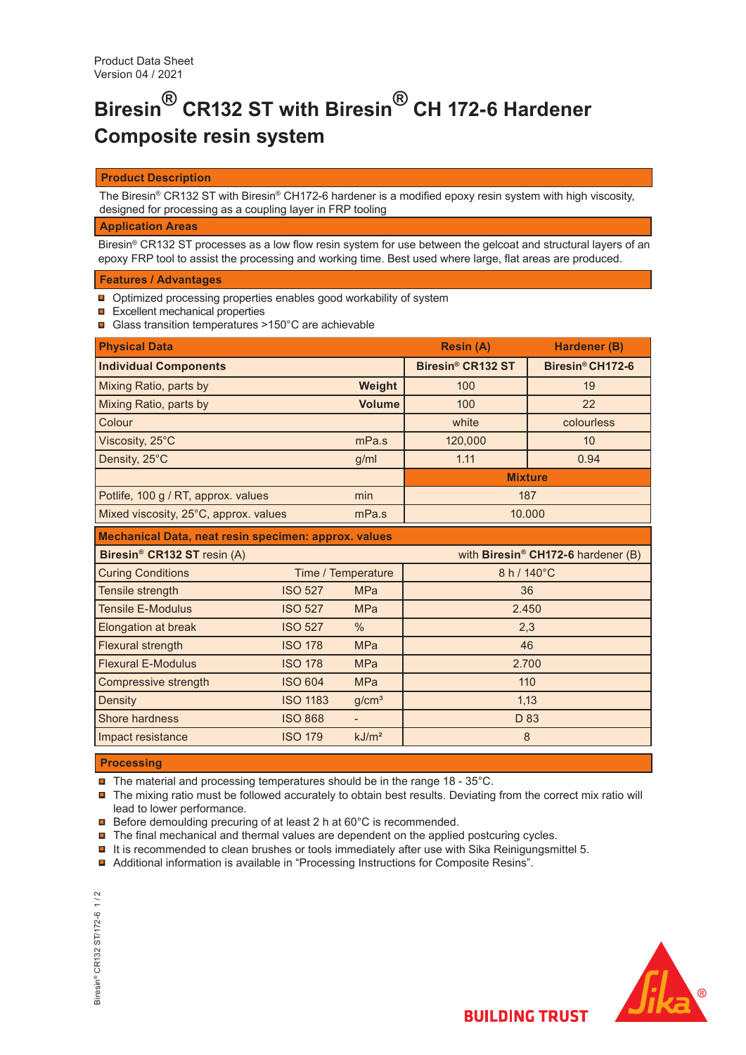Product Data Sheet
Version 04 / 2021

# Biresin® CR132 ST with Biresin® CH 172-6 Hardener Composite resin system

## Product Description

The Biresin® CR132 ST with Biresin® CH172-6 hardener is a modified epoxy resin system with high viscosity, designed for processing as a coupling layer in FRP tooling

## Application Areas

Biresin® CR132 ST processes as a low flow resin system for use between the gelcoat and structural layers of an epoxy FRP tool to assist the processing and working time. Best used where large, flat areas are produced.

## Features / Advantages

- Optimized processing properties enables good workability of system
- Excellent mechanical properties
- Glass transition temperatures >150°C are achievable

| Physical Data | | Resin (A) | Hardener (B) |
|---|---|---|---|
| **Individual Components** | | **Biresin® CR132 ST** | **Biresin® CH172-6** |
| Mixing Ratio, parts by | **Weight** | 100 | 19 |
| Mixing Ratio, parts by | **Volume** | 100 | 22 |
| Colour | | white | colourless |
| Viscosity, 25°C | mPa.s | 120,000 | 10 |
| Density, 25°C | g/ml | 1.11 | 0.94 |
| | | **Mixture** | |
| Potlife, 100 g / RT, approx. values | min | 187 | |
| Mixed viscosity, 25°C, approx. values | mPa.s | 10.000 | |

| Mechanical Data, neat resin specimen: approx. values | | | |
|---|---|---|---|
| **Biresin® CR132 ST** resin (A) | | | with **Biresin® CH172-6** hardener (B) |
| Curing Conditions | Time / Temperature | | 8 h / 140°C |
| Tensile strength | ISO 527 | MPa | 36 |
| Tensile E-Modulus | ISO 527 | MPa | 2.450 |
| Elongation at break | ISO 527 | % | 2,3 |
| Flexural strength | ISO 178 | MPa | 46 |
| Flexural E-Modulus | ISO 178 | MPa | 2.700 |
| Compressive strength | ISO 604 | MPa | 110 |
| Density | ISO 1183 | g/cm³ | 1,13 |
| Shore hardness | ISO 868 | - | D 83 |
| Impact resistance | ISO 179 | kJ/m² | 8 |

## Processing

- The material and processing temperatures should be in the range 18 - 35°C.
- The mixing ratio must be followed accurately to obtain best results. Deviating from the correct mix ratio will lead to lower performance.
- Before demoulding precuring of at least 2 h at 60°C is recommended.
- The final mechanical and thermal values are dependent on the applied postcuring cycles.
- It is recommended to clean brushes or tools immediately after use with Sika Reinigungsmittel 5.
- Additional information is available in "Processing Instructions for Composite Resins".

BUILDING TRUST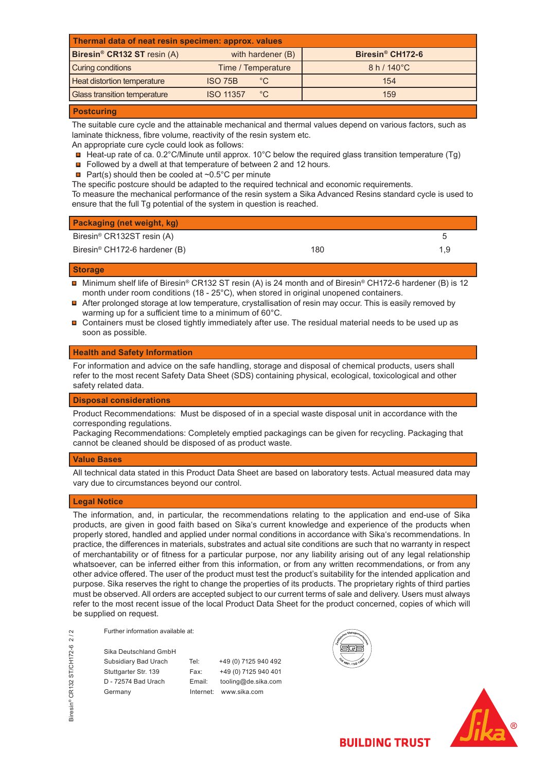| Thermal data of neat resin specimen: approx. values | | | |
|---|---|---|---|
| **Biresin® CR132 ST** resin (A) | with hardener (B) | | **Biresin® CH172-6** |
| Curing conditions | Time / Temperature | | 8 h / 140°C |
| Heat distortion temperature | ISO 75B | °C | 154 |
| Glass transition temperature | ISO 11357 | °C | 159 |

## Postcuring

The suitable cure cycle and the attainable mechanical and thermal values depend on various factors, such as laminate thickness, fibre volume, reactivity of the resin system etc.
An appropriate cure cycle could look as follows:

- Heat-up rate of ca. 0.2°C/Minute until approx. 10°C below the required glass transition temperature (Tg)
- Followed by a dwell at that temperature of between 2 and 12 hours.
- Part(s) should then be cooled at ~0.5°C per minute

The specific postcure should be adapted to the required technical and economic requirements.
To measure the mechanical performance of the resin system a Sika Advanced Resins standard cycle is used to ensure that the full Tg potential of the system in question is reached.

## Packaging (net weight, kg)

| | | |
|---|---|---|
| Biresin® CR132ST resin (A) | | 5 |
| Biresin® CH172-6 hardener (B) | 180 | 1,9 |

## Storage

- Minimum shelf life of Biresin® CR132 ST resin (A) is 24 month and of Biresin® CH172-6 hardener (B) is 12 month under room conditions (18 - 25°C), when stored in original unopened containers.
- After prolonged storage at low temperature, crystallisation of resin may occur. This is easily removed by warming up for a sufficient time to a minimum of 60°C.
- Containers must be closed tightly immediately after use. The residual material needs to be used up as soon as possible.

## Health and Safety Information

For information and advice on the safe handling, storage and disposal of chemical products, users shall refer to the most recent Safety Data Sheet (SDS) containing physical, ecological, toxicological and other safety related data.

## Disposal considerations

Product Recommendations: Must be disposed of in a special waste disposal unit in accordance with the corresponding regulations.
Packaging Recommendations: Completely emptied packagings can be given for recycling. Packaging that cannot be cleaned should be disposed of as product waste.

## Value Bases

All technical data stated in this Product Data Sheet are based on laboratory tests. Actual measured data may vary due to circumstances beyond our control.

## Legal Notice

The information, and, in particular, the recommendations relating to the application and end-use of Sika products, are given in good faith based on Sika's current knowledge and experience of the products when properly stored, handled and applied under normal conditions in accordance with Sika's recommendations. In practice, the differences in materials, substrates and actual site conditions are such that no warranty in respect of merchantability or of fitness for a particular purpose, nor any liability arising out of any legal relationship whatsoever, can be inferred either from this information, or from any written recommendations, or from any other advice offered. The user of the product must test the product's suitability for the intended application and purpose. Sika reserves the right to change the properties of its products. The proprietary rights of third parties must be observed. All orders are accepted subject to our current terms of sale and delivery. Users must always refer to the most recent issue of the local Product Data Sheet for the product concerned, copies of which will be supplied on request.

Further information available at:

Sika Deutschland GmbH
Subsidiary Bad Urach
Stuttgarter Str. 139
D - 72574 Bad Urach
Germany

Tel: +49 (0) 7125 940 492
Fax: +49 (0) 7125 940 401
Email: tooling@de.sika.com
Internet: www.sika.com

BUILDING TRUST